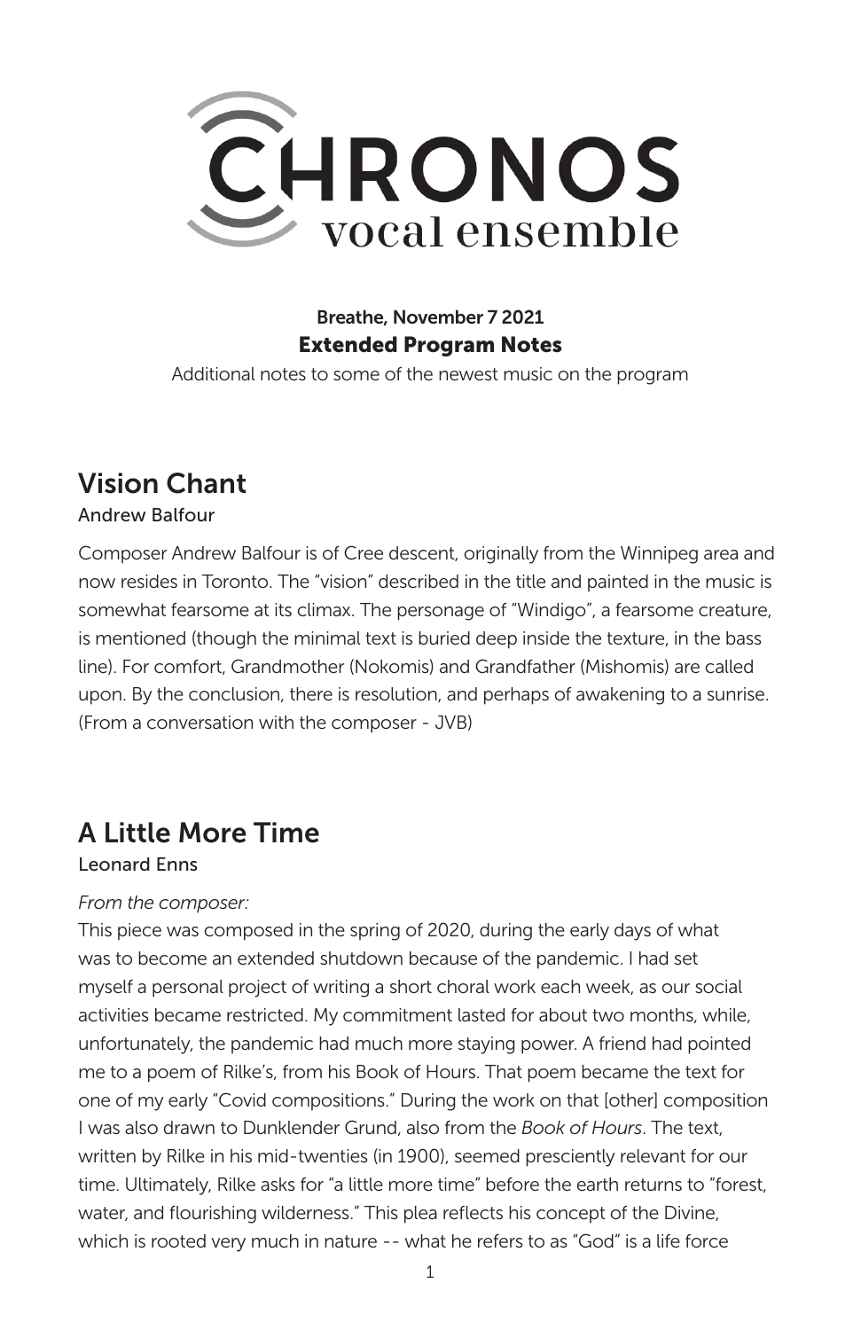# CHRONOS vocal ensemble

**Breathe, November 7 2021**
**Extended Program Notes**

Additional notes to some of the newest music on the program

## Vision Chant

Andrew Balfour

Composer Andrew Balfour is of Cree descent, originally from the Winnipeg area and now resides in Toronto. The "vision" described in the title and painted in the music is somewhat fearsome at its climax. The personage of "Windigo", a fearsome creature, is mentioned (though the minimal text is buried deep inside the texture, in the bass line). For comfort, Grandmother (Nokomis) and Grandfather (Mishomis) are called upon. By the conclusion, there is resolution, and perhaps of awakening to a sunrise. (From a conversation with the composer - JVB)

## A Little More Time

Leonard Enns

*From the composer:*

This piece was composed in the spring of 2020, during the early days of what was to become an extended shutdown because of the pandemic. I had set myself a personal project of writing a short choral work each week, as our social activities became restricted. My commitment lasted for about two months, while, unfortunately, the pandemic had much more staying power. A friend had pointed me to a poem of Rilke's, from his Book of Hours. That poem became the text for one of my early "Covid compositions." During the work on that [other] composition I was also drawn to Dunklender Grund, also from the *Book of Hours*. The text, written by Rilke in his mid-twenties (in 1900), seemed presciently relevant for our time. Ultimately, Rilke asks for "a little more time" before the earth returns to "forest, water, and flourishing wilderness." This plea reflects his concept of the Divine, which is rooted very much in nature -- what he refers to as "God" is a life force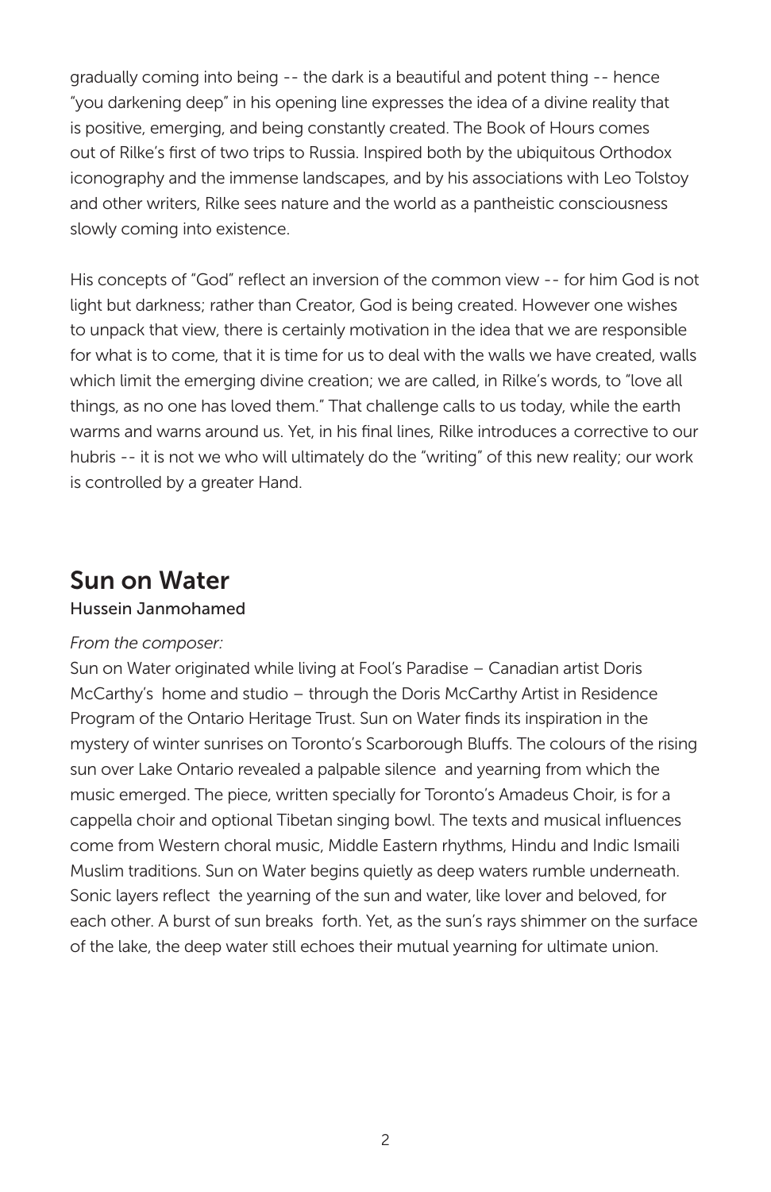gradually coming into being -- the dark is a beautiful and potent thing -- hence "you darkening deep" in his opening line expresses the idea of a divine reality that is positive, emerging, and being constantly created. The Book of Hours comes out of Rilke's first of two trips to Russia. Inspired both by the ubiquitous Orthodox iconography and the immense landscapes, and by his associations with Leo Tolstoy and other writers, Rilke sees nature and the world as a pantheistic consciousness slowly coming into existence.

His concepts of "God" reflect an inversion of the common view -- for him God is not light but darkness; rather than Creator, God is being created. However one wishes to unpack that view, there is certainly motivation in the idea that we are responsible for what is to come, that it is time for us to deal with the walls we have created, walls which limit the emerging divine creation; we are called, in Rilke's words, to "love all things, as no one has loved them." That challenge calls to us today, while the earth warms and warns around us. Yet, in his final lines, Rilke introduces a corrective to our hubris -- it is not we who will ultimately do the "writing" of this new reality; our work is controlled by a greater Hand.

## Sun on Water

### Hussein Janmohamed

*From the composer:*

Sun on Water originated while living at Fool's Paradise – Canadian artist Doris McCarthy's home and studio – through the Doris McCarthy Artist in Residence Program of the Ontario Heritage Trust. Sun on Water finds its inspiration in the mystery of winter sunrises on Toronto's Scarborough Bluffs. The colours of the rising sun over Lake Ontario revealed a palpable silence and yearning from which the music emerged. The piece, written specially for Toronto's Amadeus Choir, is for a cappella choir and optional Tibetan singing bowl. The texts and musical influences come from Western choral music, Middle Eastern rhythms, Hindu and Indic Ismaili Muslim traditions. Sun on Water begins quietly as deep waters rumble underneath. Sonic layers reflect the yearning of the sun and water, like lover and beloved, for each other. A burst of sun breaks forth. Yet, as the sun's rays shimmer on the surface of the lake, the deep water still echoes their mutual yearning for ultimate union.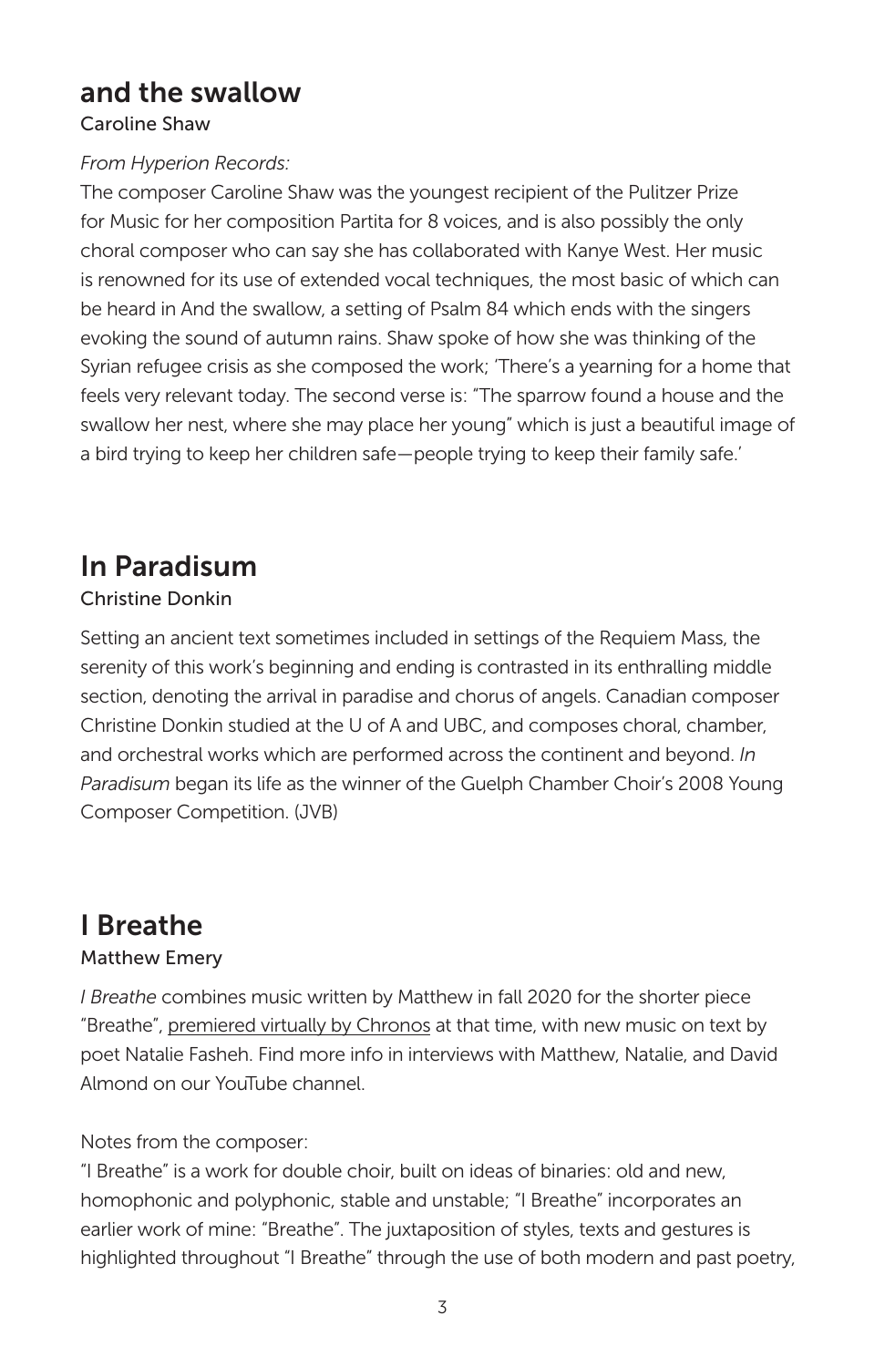## and the swallow

Caroline Shaw

*From Hyperion Records:*

The composer Caroline Shaw was the youngest recipient of the Pulitzer Prize for Music for her composition Partita for 8 voices, and is also possibly the only choral composer who can say she has collaborated with Kanye West. Her music is renowned for its use of extended vocal techniques, the most basic of which can be heard in And the swallow, a setting of Psalm 84 which ends with the singers evoking the sound of autumn rains. Shaw spoke of how she was thinking of the Syrian refugee crisis as she composed the work; 'There's a yearning for a home that feels very relevant today. The second verse is: "The sparrow found a house and the swallow her nest, where she may place her young" which is just a beautiful image of a bird trying to keep her children safe—people trying to keep their family safe.'

## In Paradisum

Christine Donkin

Setting an ancient text sometimes included in settings of the Requiem Mass, the serenity of this work's beginning and ending is contrasted in its enthralling middle section, denoting the arrival in paradise and chorus of angels. Canadian composer Christine Donkin studied at the U of A and UBC, and composes choral, chamber, and orchestral works which are performed across the continent and beyond. *In Paradisum* began its life as the winner of the Guelph Chamber Choir's 2008 Young Composer Competition. (JVB)

## I Breathe

Matthew Emery

*I Breathe* combines music written by Matthew in fall 2020 for the shorter piece "Breathe", premiered virtually by Chronos at that time, with new music on text by poet Natalie Fasheh. Find more info in interviews with Matthew, Natalie, and David Almond on our YouTube channel.

Notes from the composer:

"I Breathe" is a work for double choir, built on ideas of binaries: old and new, homophonic and polyphonic, stable and unstable; "I Breathe" incorporates an earlier work of mine: "Breathe". The juxtaposition of styles, texts and gestures is highlighted throughout "I Breathe" through the use of both modern and past poetry,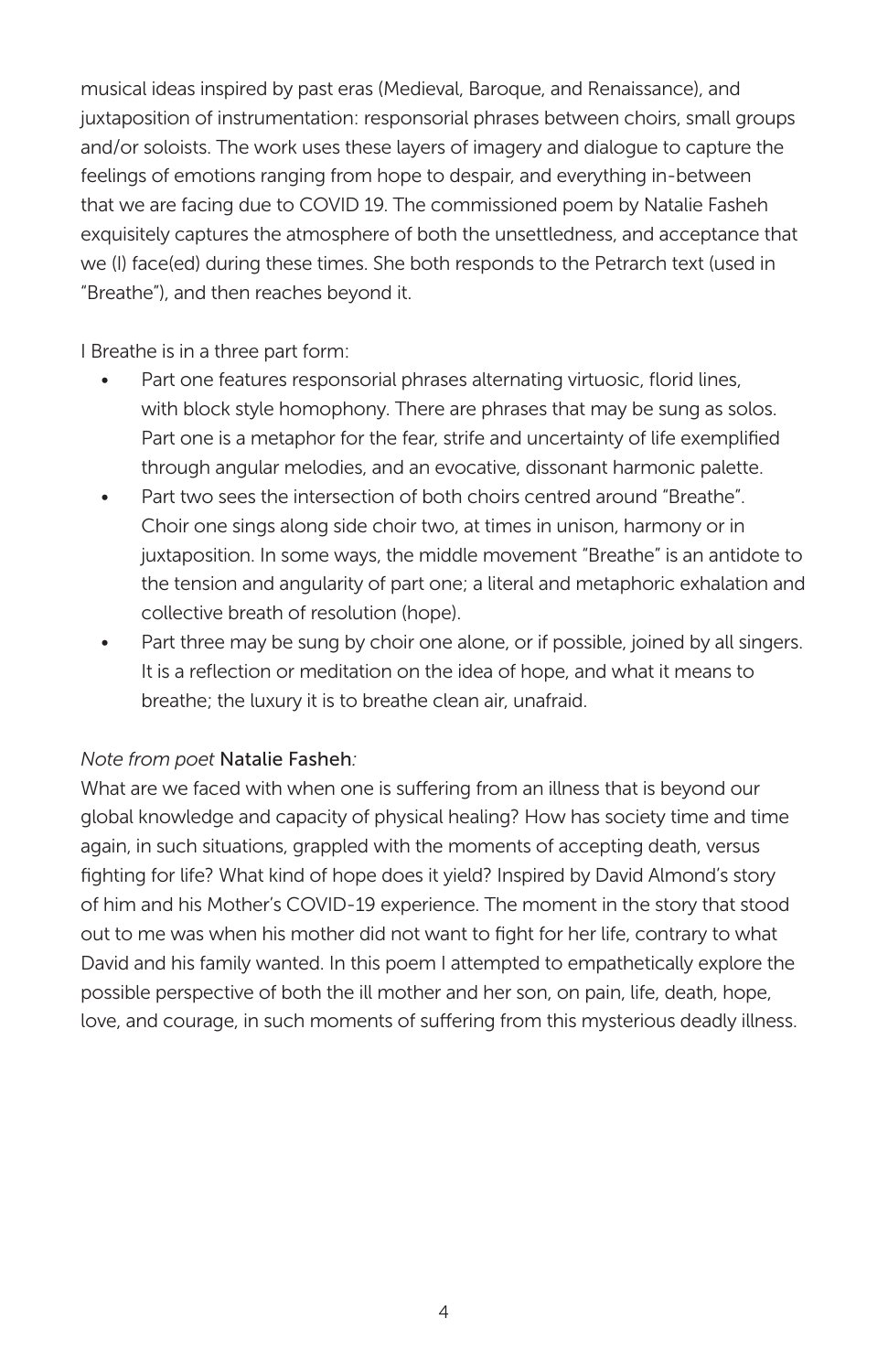musical ideas inspired by past eras (Medieval, Baroque, and Renaissance), and juxtaposition of instrumentation: responsorial phrases between choirs, small groups and/or soloists. The work uses these layers of imagery and dialogue to capture the feelings of emotions ranging from hope to despair, and everything in-between that we are facing due to COVID 19. The commissioned poem by Natalie Fasheh exquisitely captures the atmosphere of both the unsettledness, and acceptance that we (I) face(ed) during these times. She both responds to the Petrarch text (used in "Breathe"), and then reaches beyond it.

I Breathe is in a three part form:

- Part one features responsorial phrases alternating virtuosic, florid lines, with block style homophony. There are phrases that may be sung as solos. Part one is a metaphor for the fear, strife and uncertainty of life exemplified through angular melodies, and an evocative, dissonant harmonic palette.
- Part two sees the intersection of both choirs centred around "Breathe". Choir one sings along side choir two, at times in unison, harmony or in juxtaposition. In some ways, the middle movement "Breathe" is an antidote to the tension and angularity of part one; a literal and metaphoric exhalation and collective breath of resolution (hope).
- Part three may be sung by choir one alone, or if possible, joined by all singers. It is a reflection or meditation on the idea of hope, and what it means to breathe; the luxury it is to breathe clean air, unafraid.

*Note from poet* Natalie Fasheh*:*

What are we faced with when one is suffering from an illness that is beyond our global knowledge and capacity of physical healing? How has society time and time again, in such situations, grappled with the moments of accepting death, versus fighting for life? What kind of hope does it yield? Inspired by David Almond's story of him and his Mother's COVID-19 experience. The moment in the story that stood out to me was when his mother did not want to fight for her life, contrary to what David and his family wanted. In this poem I attempted to empathetically explore the possible perspective of both the ill mother and her son, on pain, life, death, hope, love, and courage, in such moments of suffering from this mysterious deadly illness.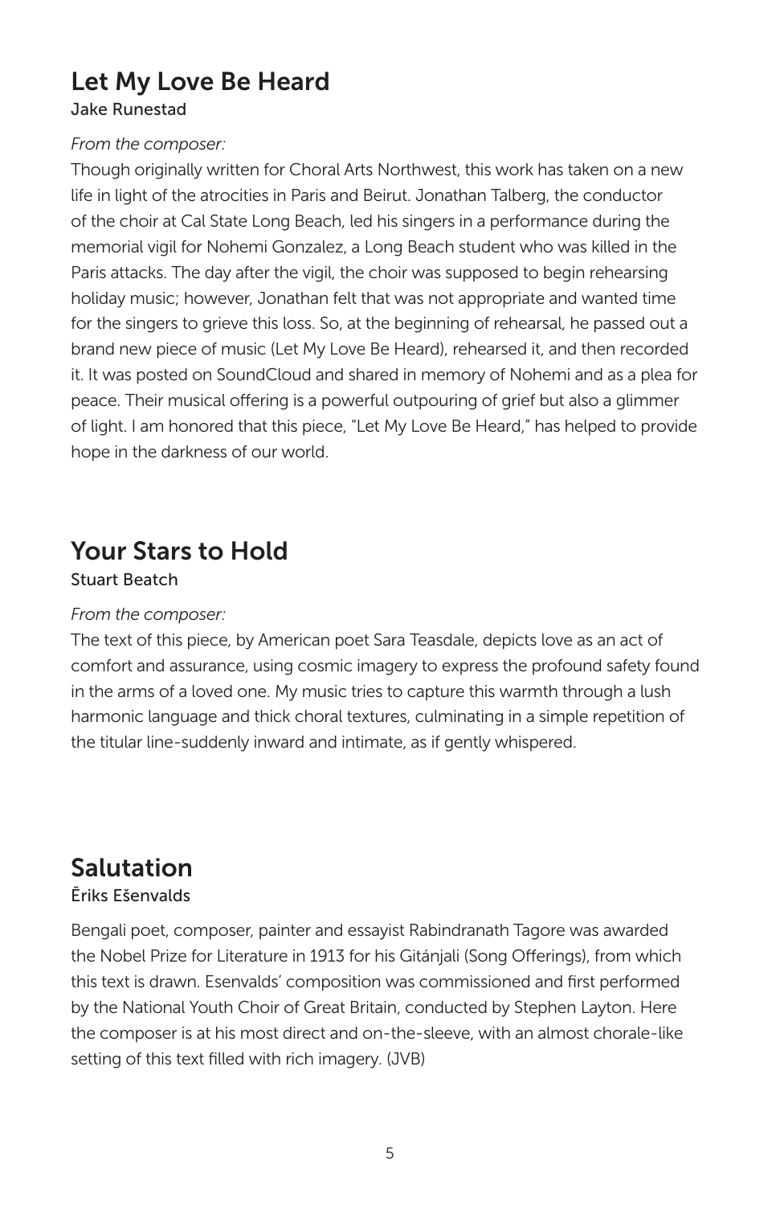## Let My Love Be Heard

Jake Runestad

*From the composer:*

Though originally written for Choral Arts Northwest, this work has taken on a new life in light of the atrocities in Paris and Beirut. Jonathan Talberg, the conductor of the choir at Cal State Long Beach, led his singers in a performance during the memorial vigil for Nohemi Gonzalez, a Long Beach student who was killed in the Paris attacks. The day after the vigil, the choir was supposed to begin rehearsing holiday music; however, Jonathan felt that was not appropriate and wanted time for the singers to grieve this loss. So, at the beginning of rehearsal, he passed out a brand new piece of music (Let My Love Be Heard), rehearsed it, and then recorded it. It was posted on SoundCloud and shared in memory of Nohemi and as a plea for peace. Their musical offering is a powerful outpouring of grief but also a glimmer of light. I am honored that this piece, "Let My Love Be Heard," has helped to provide hope in the darkness of our world.

## Your Stars to Hold

Stuart Beatch

*From the composer:*

The text of this piece, by American poet Sara Teasdale, depicts love as an act of comfort and assurance, using cosmic imagery to express the profound safety found in the arms of a loved one. My music tries to capture this warmth through a lush harmonic language and thick choral textures, culminating in a simple repetition of the titular line-suddenly inward and intimate, as if gently whispered.

## Salutation

Ēriks Ešenvalds

Bengali poet, composer, painter and essayist Rabindranath Tagore was awarded the Nobel Prize for Literature in 1913 for his Gitánjali (Song Offerings), from which this text is drawn. Esenvalds' composition was commissioned and first performed by the National Youth Choir of Great Britain, conducted by Stephen Layton. Here the composer is at his most direct and on-the-sleeve, with an almost chorale-like setting of this text filled with rich imagery. (JVB)